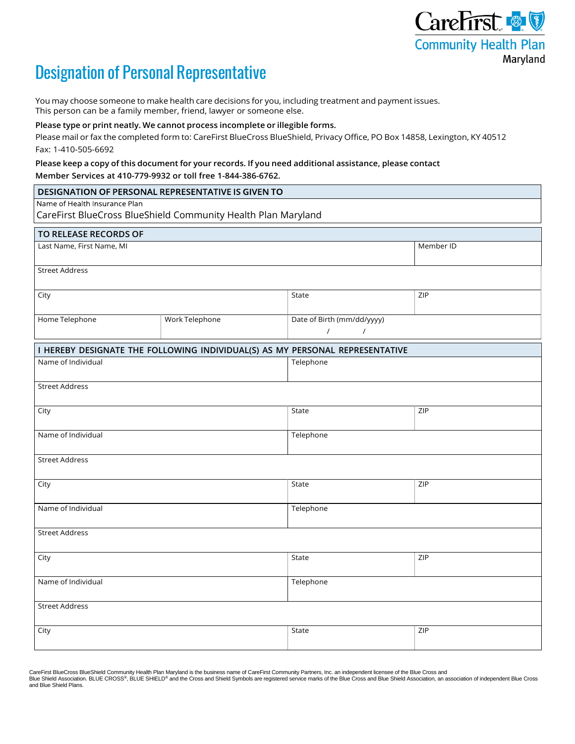CareFirst Community Health Plan Maryland

# Designation of Personal Representative

You may choose someone to make health care decisions for you, including treatment and payment issues.
This person can be a family member, friend, lawyer or someone else.

**Please type or print neatly. We cannot process incomplete or illegible forms.**

Please mail or fax the completed form to: CareFirst BlueCross BlueShield, Privacy Office, PO Box 14858, Lexington, KY 40512
Fax: 1-410-505-6692

**Please keep a copy of this document for your records. If you need additional assistance, please contact Member Services at 410-779-9932 or toll free 1-844-386-6762.**

| DESIGNATION OF PERSONAL REPRESENTATIVE IS GIVEN TO |
| --- |
| Name of Health Insurance Plan<br>CareFirst BlueCross BlueShield Community Health Plan Maryland |

| TO RELEASE RECORDS OF | | | |
| --- | --- | --- | --- |
| Last Name, First Name, MI | | | Member ID |
| Street Address | | | |
| City | | State | ZIP |
| Home Telephone | Work Telephone | Date of Birth (mm/dd/yyyy)<br>/ / | |

| I HEREBY DESIGNATE THE FOLLOWING INDIVIDUAL(S) AS MY PERSONAL REPRESENTATIVE | | |
| --- | --- | --- |
| Name of Individual | Telephone | |
| Street Address | | |
| City | State | ZIP |
| Name of Individual | Telephone | |
| Street Address | | |
| City | State | ZIP |
| Name of Individual | Telephone | |
| Street Address | | |
| City | State | ZIP |
| Name of Individual | Telephone | |
| Street Address | | |
| City | State | ZIP |

CareFirst BlueCross BlueShield Community Health Plan Maryland is the business name of CareFirst Community Partners, Inc. an independent licensee of the Blue Cross and Blue Shield Association. BLUE CROSS®, BLUE SHIELD® and the Cross and Shield Symbols are registered service marks of the Blue Cross and Blue Shield Association, an association of independent Blue Cross and Blue Shield Plans.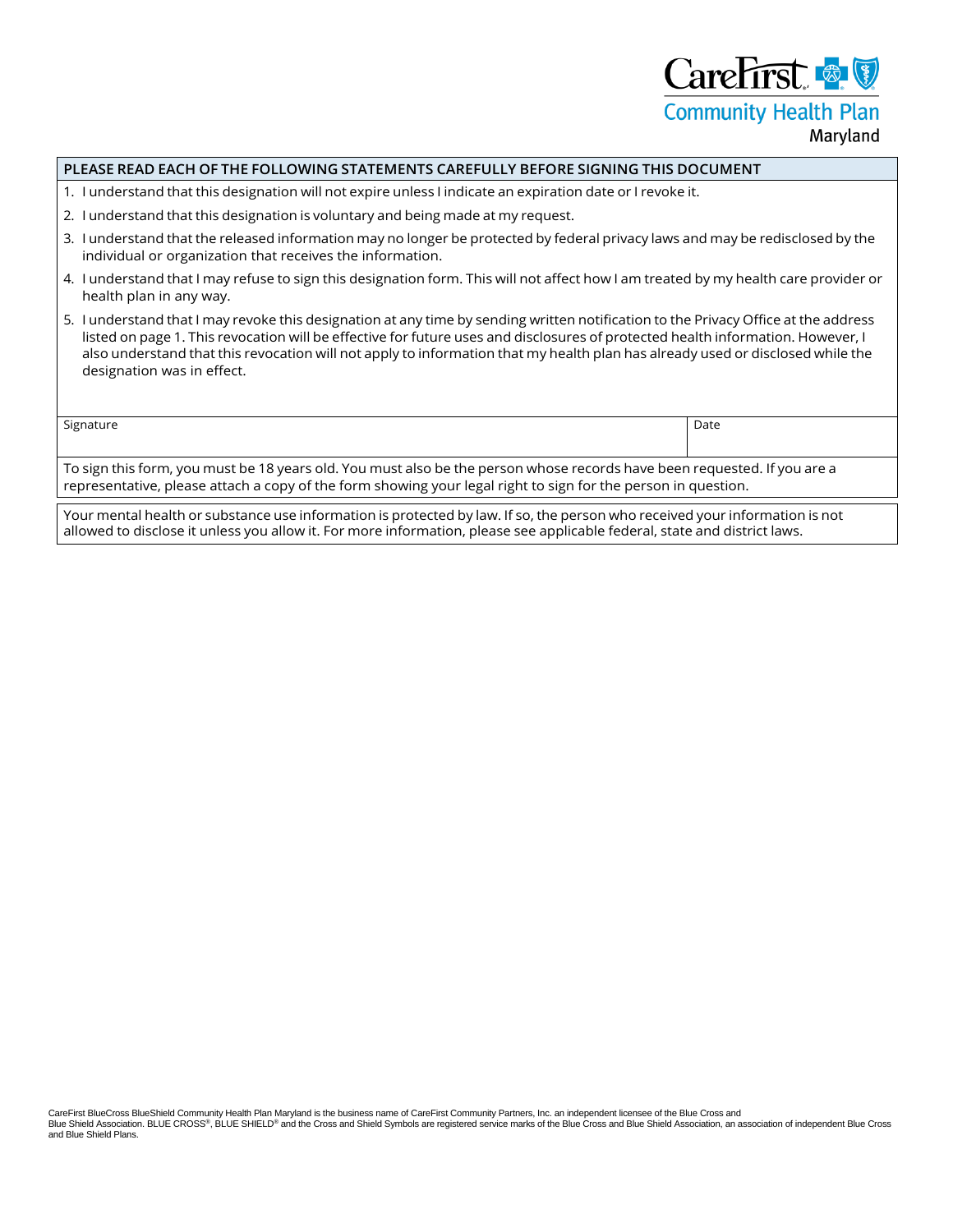CareFirst Community Health Plan Maryland

## PLEASE READ EACH OF THE FOLLOWING STATEMENTS CAREFULLY BEFORE SIGNING THIS DOCUMENT

1. I understand that this designation will not expire unless I indicate an expiration date or I revoke it.
2. I understand that this designation is voluntary and being made at my request.
3. I understand that the released information may no longer be protected by federal privacy laws and may be redisclosed by the individual or organization that receives the information.
4. I understand that I may refuse to sign this designation form. This will not affect how I am treated by my health care provider or health plan in any way.
5. I understand that I may revoke this designation at any time by sending written notification to the Privacy Office at the address listed on page 1. This revocation will be effective for future uses and disclosures of protected health information. However, I also understand that this revocation will not apply to information that my health plan has already used or disclosed while the designation was in effect.

| Signature | Date |
| --- | --- |
| | |

To sign this form, you must be 18 years old. You must also be the person whose records have been requested. If you are a representative, please attach a copy of the form showing your legal right to sign for the person in question.

Your mental health or substance use information is protected by law. If so, the person who received your information is not allowed to disclose it unless you allow it. For more information, please see applicable federal, state and district laws.

CareFirst BlueCross BlueShield Community Health Plan Maryland is the business name of CareFirst Community Partners, Inc. an independent licensee of the Blue Cross and Blue Shield Association. BLUE CROSS®, BLUE SHIELD® and the Cross and Shield Symbols are registered service marks of the Blue Cross and Blue Shield Association, an association of independent Blue Cross and Blue Shield Plans.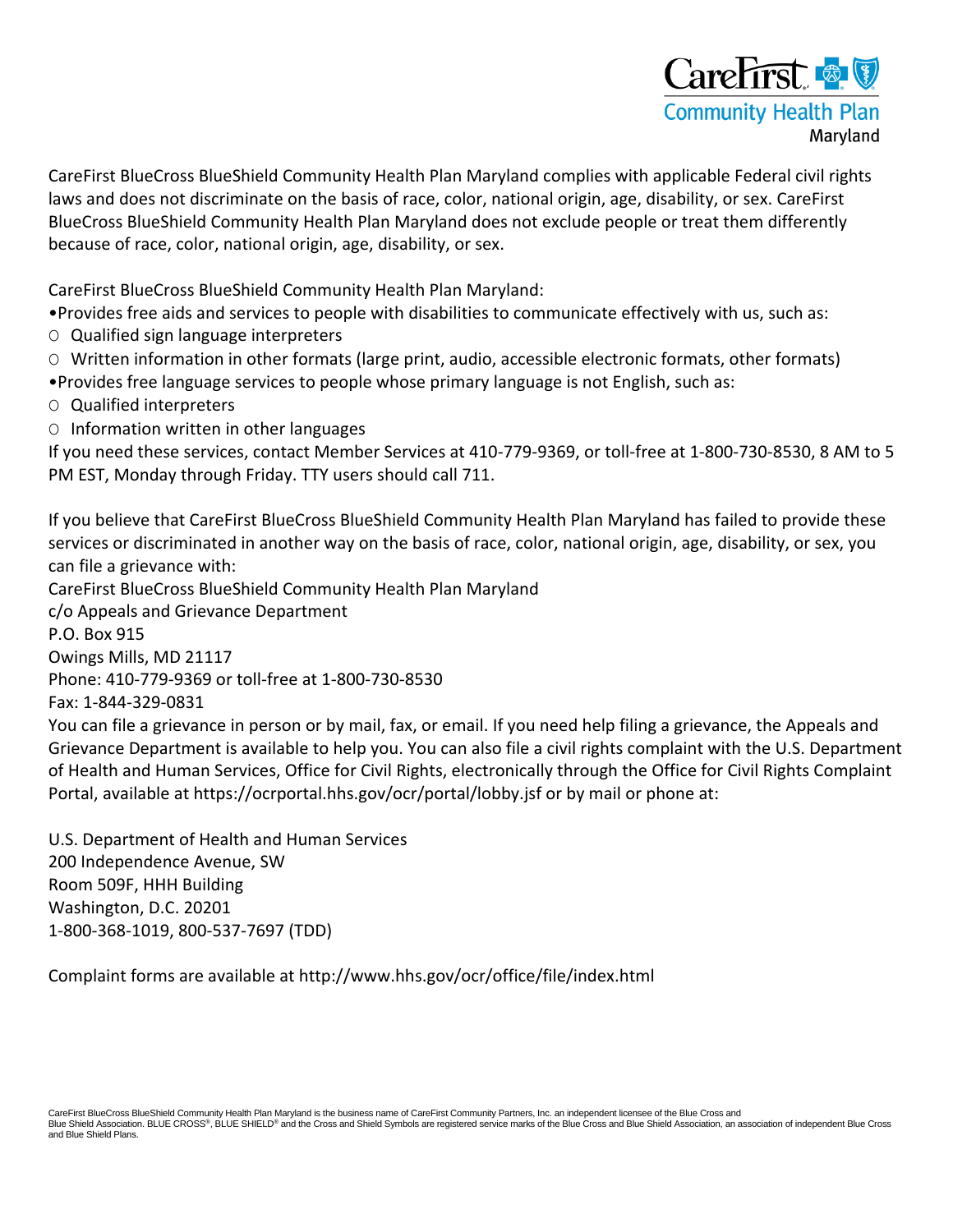CareFirst Community Health Plan Maryland

CareFirst BlueCross BlueShield Community Health Plan Maryland complies with applicable Federal civil rights laws and does not discriminate on the basis of race, color, national origin, age, disability, or sex. CareFirst BlueCross BlueShield Community Health Plan Maryland does not exclude people or treat them differently because of race, color, national origin, age, disability, or sex.

CareFirst BlueCross BlueShield Community Health Plan Maryland:

- Provides free aids and services to people with disabilities to communicate effectively with us, such as:
  - Qualified sign language interpreters
  - Written information in other formats (large print, audio, accessible electronic formats, other formats)
- Provides free language services to people whose primary language is not English, such as:
  - Qualified interpreters
  - Information written in other languages

If you need these services, contact Member Services at 410-779-9369, or toll-free at 1-800-730-8530, 8 AM to 5 PM EST, Monday through Friday. TTY users should call 711.

If you believe that CareFirst BlueCross BlueShield Community Health Plan Maryland has failed to provide these services or discriminated in another way on the basis of race, color, national origin, age, disability, or sex, you can file a grievance with:

CareFirst BlueCross BlueShield Community Health Plan Maryland
c/o Appeals and Grievance Department
P.O. Box 915
Owings Mills, MD 21117
Phone: 410-779-9369 or toll-free at 1-800-730-8530
Fax: 1-844-329-0831

You can file a grievance in person or by mail, fax, or email. If you need help filing a grievance, the Appeals and Grievance Department is available to help you. You can also file a civil rights complaint with the U.S. Department of Health and Human Services, Office for Civil Rights, electronically through the Office for Civil Rights Complaint Portal, available at https://ocrportal.hhs.gov/ocr/portal/lobby.jsf or by mail or phone at:

U.S. Department of Health and Human Services
200 Independence Avenue, SW
Room 509F, HHH Building
Washington, D.C. 20201
1-800-368-1019, 800-537-7697 (TDD)

Complaint forms are available at http://www.hhs.gov/ocr/office/file/index.html

CareFirst BlueCross BlueShield Community Health Plan Maryland is the business name of CareFirst Community Partners, Inc. an independent licensee of the Blue Cross and Blue Shield Association. BLUE CROSS®, BLUE SHIELD® and the Cross and Shield Symbols are registered service marks of the Blue Cross and Blue Shield Association, an association of independent Blue Cross and Blue Shield Plans.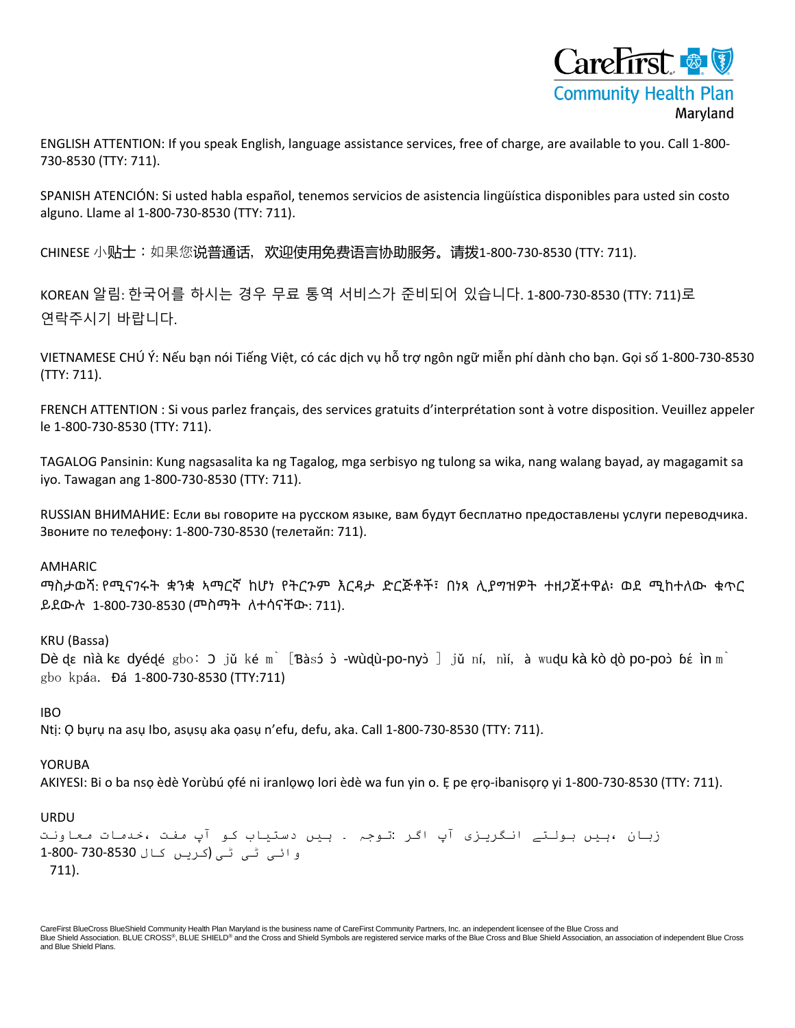CareFirst Community Health Plan Maryland

ENGLISH ATTENTION: If you speak English, language assistance services, free of charge, are available to you. Call 1-800-730-8530 (TTY: 711).

SPANISH ATENCIÓN: Si usted habla español, tenemos servicios de asistencia lingüística disponibles para usted sin costo alguno. Llame al 1-800-730-8530 (TTY: 711).

CHINESE 小贴士：如果您说普通话，欢迎使用免费语言协助服务。请拨1-800-730-8530 (TTY: 711).

KOREAN 알림: 한국어를 하시는 경우 무료 통역 서비스가 준비되어 있습니다. 1-800-730-8530 (TTY: 711)로 연락주시기 바랍니다.

VIETNAMESE CHÚ Ý: Nếu bạn nói Tiếng Việt, có các dịch vụ hỗ trợ ngôn ngữ miễn phí dành cho bạn. Gọi số 1-800-730-8530 (TTY: 711).

FRENCH ATTENTION : Si vous parlez français, des services gratuits d'interprétation sont à votre disposition. Veuillez appeler le 1-800-730-8530 (TTY: 711).

TAGALOG Pansinin: Kung nagsasalita ka ng Tagalog, mga serbisyo ng tulong sa wika, nang walang bayad, ay magagamit sa iyo. Tawagan ang 1-800-730-8530 (TTY: 711).

RUSSIAN ВНИМАНИЕ: Если вы говорите на русском языке, вам будут бесплатно предоставлены услуги переводчика. Звоните по телефону: 1-800-730-8530 (телетайп: 711).

AMHARIC
ማስታወሻ: የሚናገሩት ቋንቋ ኣማርኛ ከሆነ የትርጉም እርዳታ ድርጅቶች፣ በነጻ ሊያግዝዎት ተዘጋጀተዋል፡ ወደ ሚከተለው ቁጥር ይደውሉ 1-800-730-8530 (መስማት ለተሳናቸው: 711).

KRU (Bassa)
Dè ɖɛ nìà kɛ dyéɖé gbo: Ɔ jǔ ké m̀ [Ɓàsɔ́ ɔ̀ -wùɖù-po-nyɔ̀ ] jǔ ní, nìí, à wuɖu kà kò ɖò po-poɔ̀ ɓɛ́ ìn m̀ gbo kpáa. Ɖá 1-800-730-8530 (TTY:711)

IBO
Ntị: Ọ bụrụ na asụ Ibo, asụsụ aka ọasụ n'efu, defu, aka. Call 1-800-730-8530 (TTY: 711).

YORUBA
AKIYESI: Bi o ba nsọ èdè Yorùbú ọfé ni iranlọwọ lori èdè wa fun yin o. Ẹ pe ẹrọ-ibanisọrọ yi 1-800-730-8530 (TTY: 711).

URDU
زبان ،ہیں بولتے انگریزی آپ اگر :توجہ . ہیں دستیاب کو آپ مفت ،خدمات معاونت
1-800- 730-8530 کال کریں (ٹی ٹی وائی
711).

CareFirst BlueCross BlueShield Community Health Plan Maryland is the business name of CareFirst Community Partners, Inc. an independent licensee of the Blue Cross and Blue Shield Association. BLUE CROSS®, BLUE SHIELD® and the Cross and Shield Symbols are registered service marks of the Blue Cross and Blue Shield Association, an association of independent Blue Cross and Blue Shield Plans.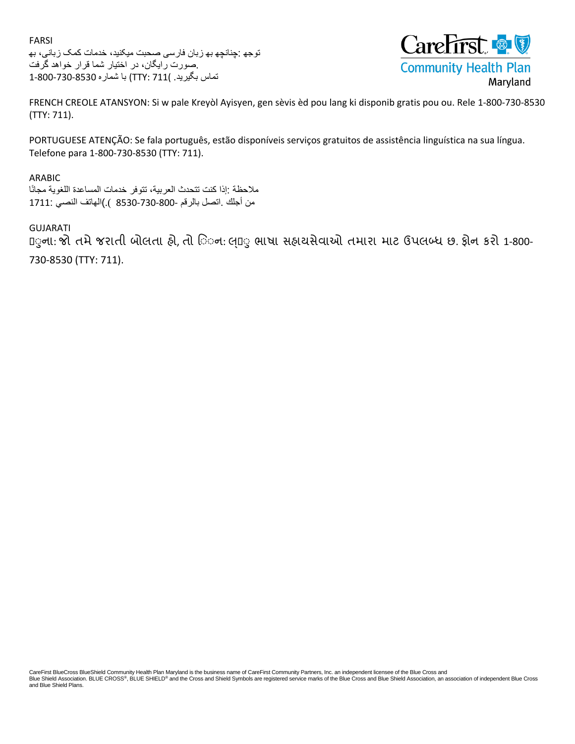FARSI
توجه :چنانچه به زبان فارسی صحبت میکنید، خدمات کمک زبانی، به صورت رایگان، در اختیار شما قرار خواهد گرفت.
با شماره 8530-730-800-1 (TTY: 711) تماس بگیرید.

FRENCH CREOLE ATANSYON: Si w pale Kreyòl Ayisyen, gen sèvis èd pou lang ki disponib gratis pou ou. Rele 1-800-730-8530 (TTY: 711).

PORTUGUESE ATENÇÃO: Se fala português, estão disponíveis serviços gratuitos de assistência linguística na sua língua. Telefone para 1-800-730-8530 (TTY: 711).

ARABIC
ملاحظة :إذا كنت تتحدث العربية، تتوفر خدمات المساعدة اللغوية مجانًا من أجلك .اتصل بالرقم -800-730-8530 )الهاتف النصي: 1711)

GUJARATI
�ુના: જો તમે જરાતી બોલતા હો, તો િ�ન: લ�ુ ભાષા સહાયસેવાઓ તમારા માટ ઉપલબ્ધ છ. ફોન કરો 1-800-730-8530 (TTY: 711).

CareFirst BlueCross BlueShield Community Health Plan Maryland is the business name of CareFirst Community Partners, Inc. an independent licensee of the Blue Cross and Blue Shield Association. BLUE CROSS®, BLUE SHIELD® and the Cross and Shield Symbols are registered service marks of the Blue Cross and Blue Shield Association, an association of independent Blue Cross and Blue Shield Plans.